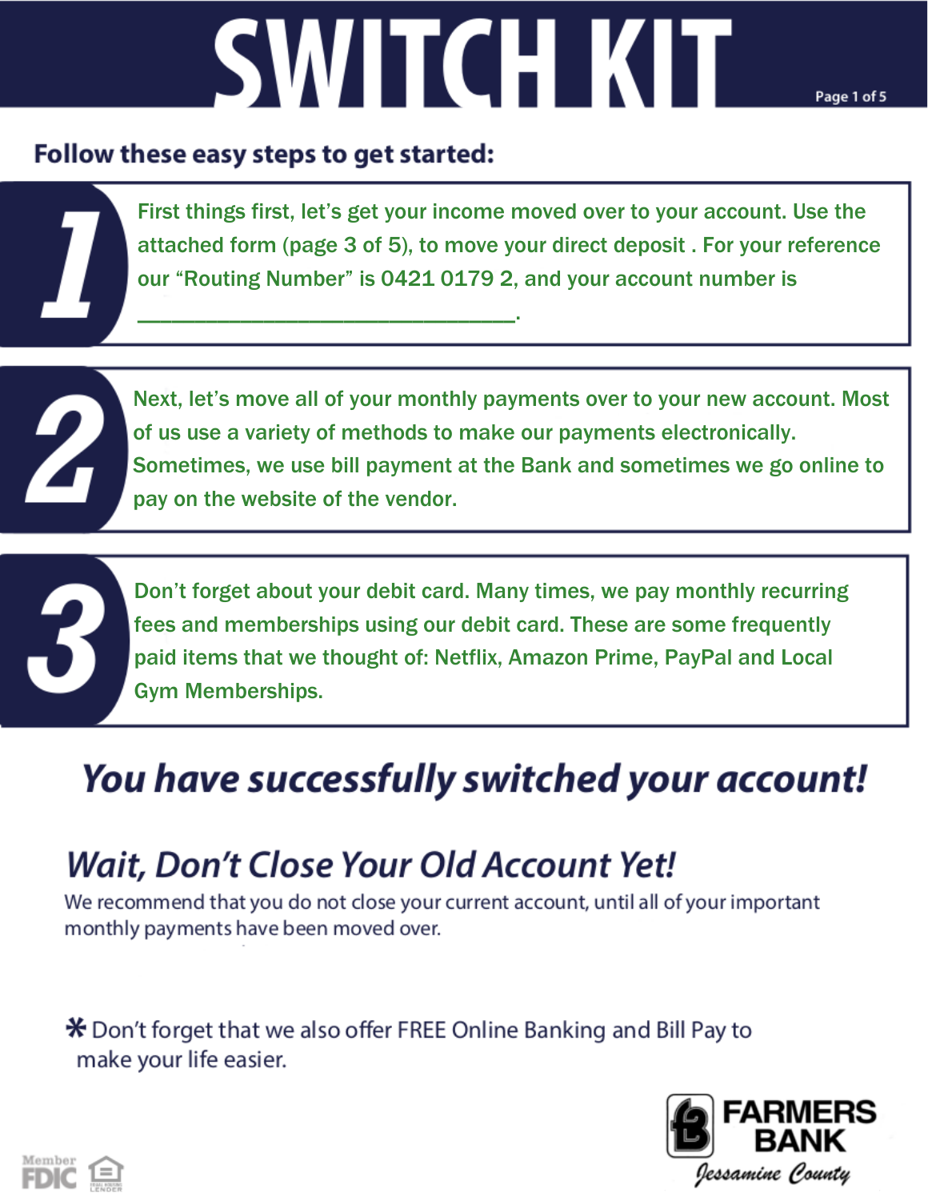# SWITCH KIT

## Follow these easy steps to get started:

**1** First things first, let's get your income moved over to your account. Use the attached form (page 3 of 5), to move your direct deposit . For your reference our "Routing Number" is 0421 0179 2, and your account number is ______________________________.

**2** Next, let's move all of your monthly payments over to your new account. Most of us use a variety of methods to make our payments electronically. Sometimes, we use bill payment at the Bank and sometimes we go online to pay on the website of the vendor.

**3** Don't forget about your debit card. Many times, we pay monthly recurring fees and memberships using our debit card. These are some frequently paid items that we thought of: Netflix, Amazon Prime, PayPal and Local Gym Memberships.

## *You have successfully switched your account!*

## *Wait, Don't Close Your Old Account Yet!*

We recommend that you do not close your current account, until all of your important monthly payments have been moved over.

* Don't forget that we also offer FREE Online Banking and Bill Pay to make your life easier.

Member FDIC

FARMERS BANK
Jessamine County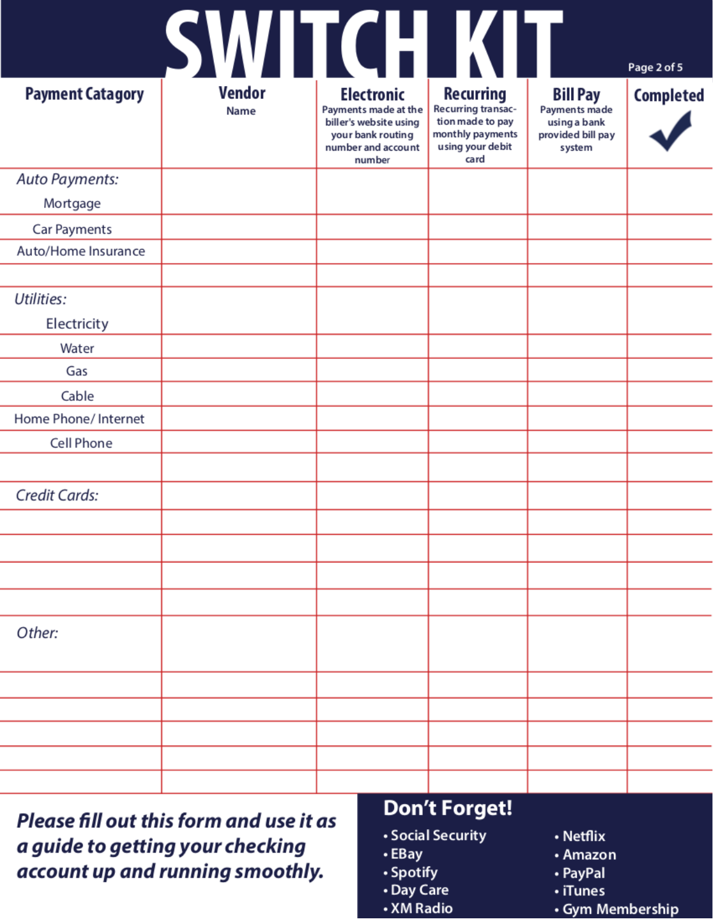# SWITCH KIT

| Payment Catagory | Vendor<br>Name | Electronic<br>Payments made at the biller's website using your bank routing number and account number | Recurring<br>Recurring transaction made to pay monthly payments using your debit card | Bill Pay<br>Payments made using a bank provided bill pay system | Completed<br>✓ |
|---|---|---|---|---|---|
| *Auto Payments:*<br>Mortgage | | | | | |
| Car Payments | | | | | |
| Auto/Home Insurance | | | | | |
| | | | | | |
| *Utilities:*<br>Electricity | | | | | |
| Water | | | | | |
| Gas | | | | | |
| Cable | | | | | |
| Home Phone/ Internet | | | | | |
| Cell Phone | | | | | |
| | | | | | |
| *Credit Cards:* | | | | | |
| | | | | | |
| | | | | | |
| | | | | | |
| | | | | | |
| *Other:* | | | | | |
| | | | | | |
| | | | | | |
| | | | | | |
| | | | | | |
| | | | | | |

***Please fill out this form and use it as a guide to getting your checking account up and running smoothly.***

## Don't Forget!

- Social Security
- EBay
- Spotify
- Day Care
- XM Radio
- Netflix
- Amazon
- PayPal
- iTunes
- Gym Membership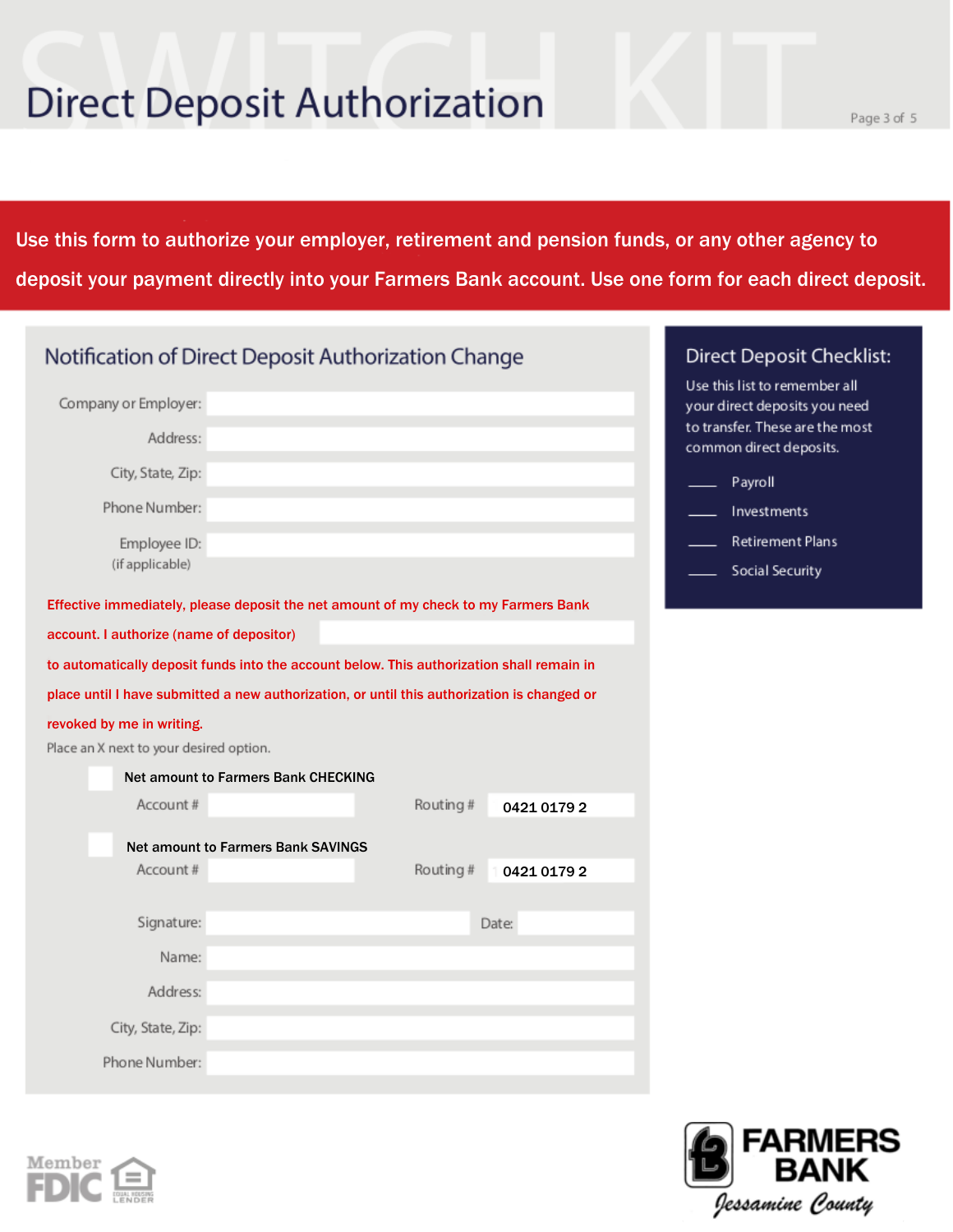# Direct Deposit Authorization

**Use this form to authorize your employer, retirement and pension funds, or any other agency to deposit your payment directly into your Farmers Bank account. Use one form for each direct deposit.**

## Notification of Direct Deposit Authorization Change

Company or Employer: ______________________

Address: ______________________

City, State, Zip: ______________________

Phone Number: ______________________

Employee ID: ______________________
(if applicable)

**Effective immediately, please deposit the net amount of my check to my Farmers Bank account. I authorize (name of depositor) ______________________ to automatically deposit funds into the account below. This authorization shall remain in place until I have submitted a new authorization, or until this authorization is changed or revoked by me in writing.**

Place an X next to your desired option.

☐ **Net amount to Farmers Bank CHECKING**

Account # ______________ Routing # **0421 0179 2**

☐ **Net amount to Farmers Bank SAVINGS**

Account # ______________ Routing # **0421 0179 2**

Signature: ______________________ Date: __________

Name: ______________________

Address: ______________________

City, State, Zip: ______________________

Phone Number: ______________________

## Direct Deposit Checklist:

Use this list to remember all your direct deposits you need to transfer. These are the most common direct deposits.

- ____ Payroll
- ____ Investments
- ____ Retirement Plans
- ____ Social Security

Member FDIC

Equal Housing Lender

**FARMERS BANK**
*Jessamine County*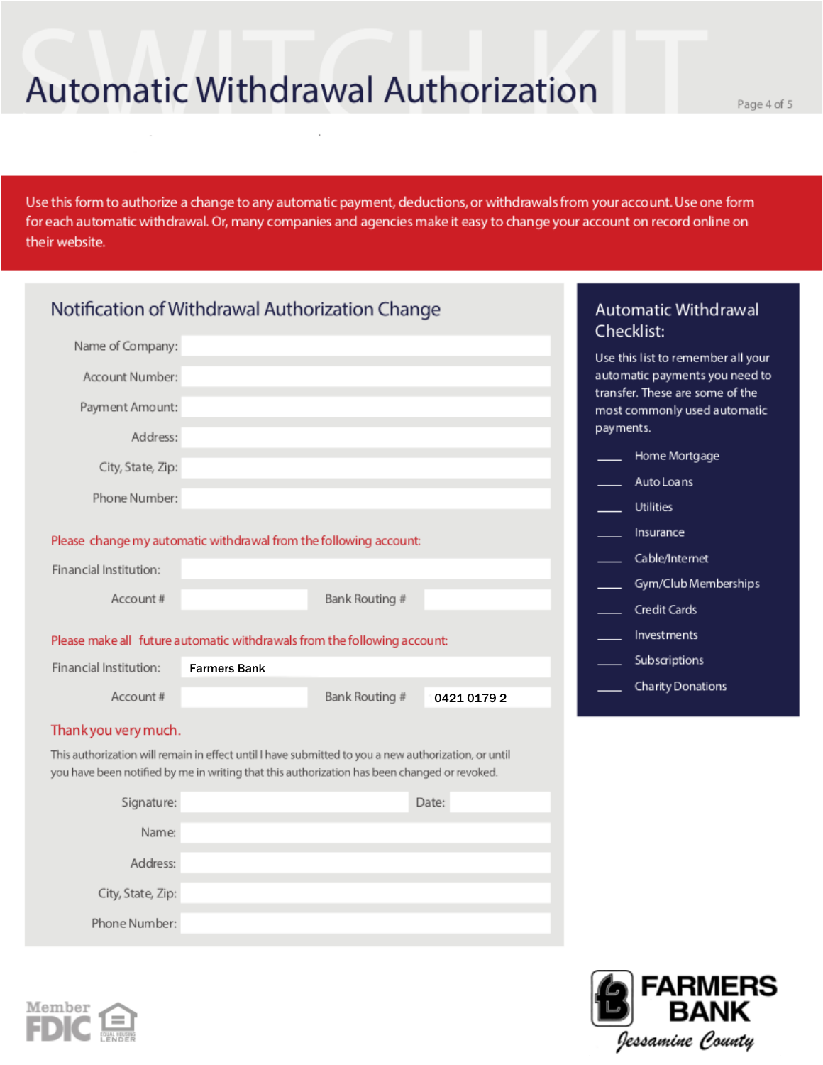# Automatic Withdrawal Authorization

Use this form to authorize a change to any automatic payment, deductions, or withdrawals from your account. Use one form for each automatic withdrawal. Or, many companies and agencies make it easy to change your account on record online on their website.

## Notification of Withdrawal Authorization Change

Name of Company:

Account Number:

Payment Amount:

Address:

City, State, Zip:

Phone Number:

**Please change my automatic withdrawal from the following account:**

Financial Institution:

Account #  Bank Routing #

**Please make all future automatic withdrawals from the following account:**

Financial Institution: Farmers Bank

Account #  Bank Routing # 0421 0179 2

**Thank you very much.**

This authorization will remain in effect until I have submitted to you a new authorization, or until you have been notified by me in writing that this authorization has been changed or revoked.

Signature:  Date:

Name:

Address:

City, State, Zip:

Phone Number:

## Automatic Withdrawal Checklist:

Use this list to remember all your automatic payments you need to transfer. These are some of the most commonly used automatic payments.

- ___ Home Mortgage
- ___ Auto Loans
- ___ Utilities
- ___ Insurance
- ___ Cable/Internet
- ___ Gym/Club Memberships
- ___ Credit Cards
- ___ Investments
- ___ Subscriptions
- ___ Charity Donations

Member FDIC

Equal Housing Lender

FARMERS BANK
Jessamine County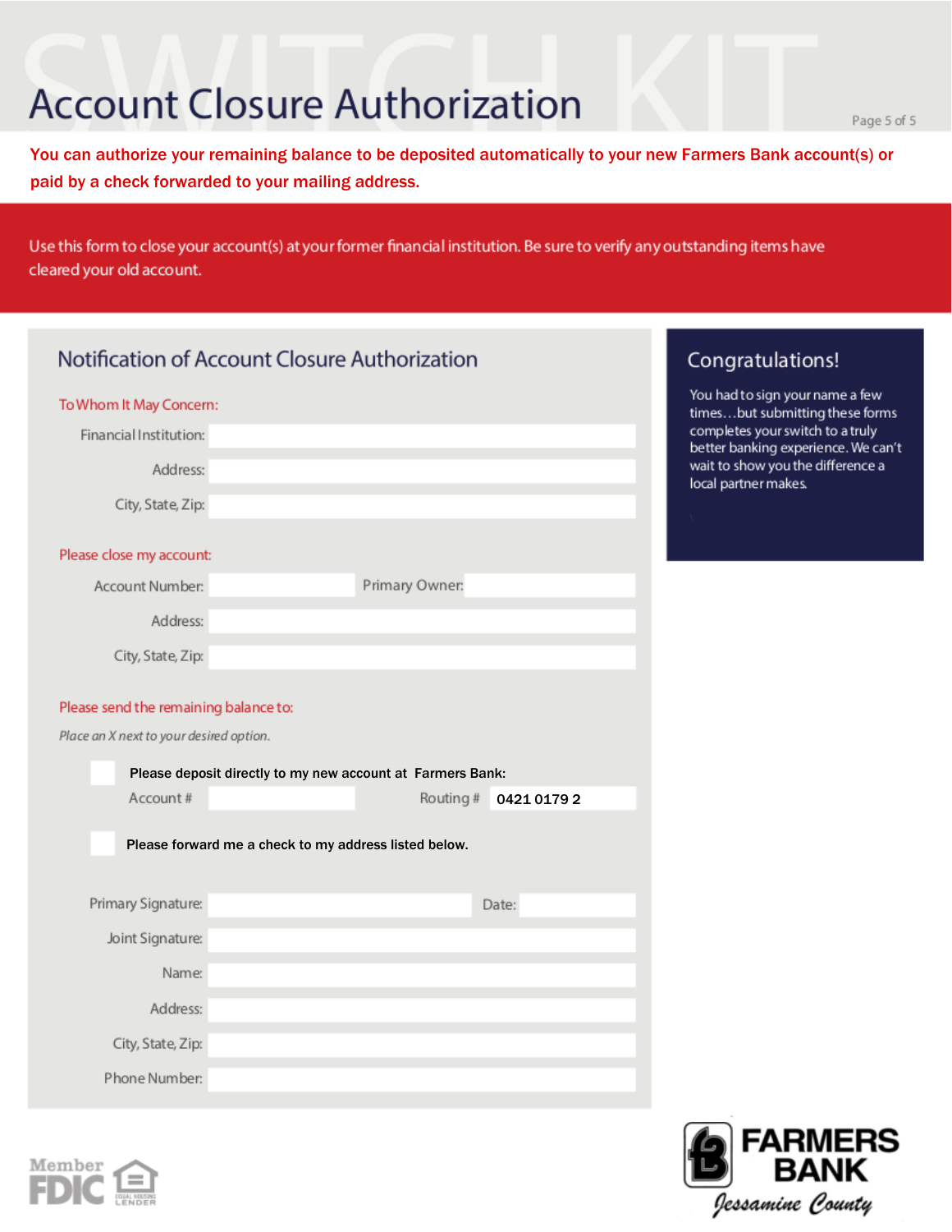# Account Closure Authorization

**You can authorize your remaining balance to be deposited automatically to your new Farmers Bank account(s) or paid by a check forwarded to your mailing address.**

Use this form to close your account(s) at your former financial institution. Be sure to verify any outstanding items have cleared your old account.

## Notification of Account Closure Authorization

To Whom It May Concern:

Financial Institution:

Address:

City, State, Zip:

Please close my account:

Account Number: Primary Owner:

Address:

City, State, Zip:

Please send the remaining balance to:

*Place an X next to your desired option.*

☐ Please deposit directly to my new account at Farmers Bank:

Account # Routing # 0421 0179 2

☐ Please forward me a check to my address listed below.

Primary Signature: Date:

Joint Signature:

Name:

Address:

City, State, Zip:

Phone Number:

## Congratulations!

You had to sign your name a few times…but submitting these forms completes your switch to a truly better banking experience. We can't wait to show you the difference a local partner makes.

Member FDIC

FARMERS BANK
Jessamine County